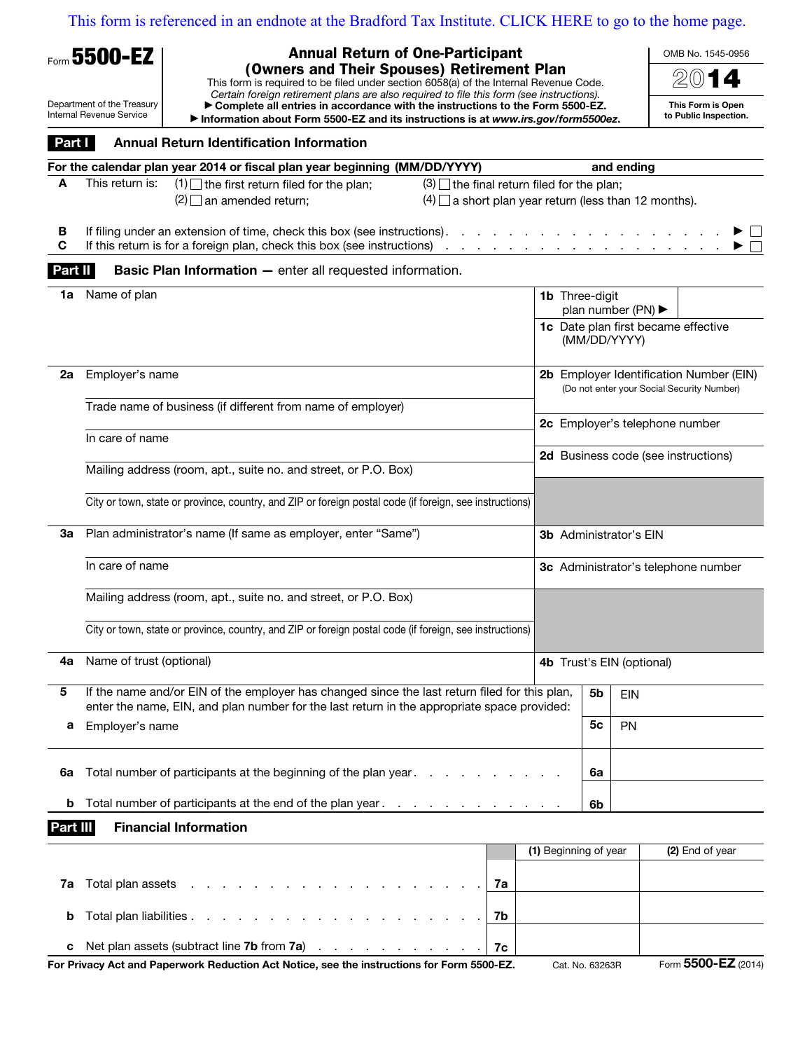This form is referenced in an endnote at the Bradford Tax Institute. CLICK HERE to go to the home page.

Form **5500-EZ**

Department of the Treasury
Internal Revenue Service

# Annual Return of One-Participant (Owners and Their Spouses) Retirement Plan

This form is required to be filed under section 6058(a) of the Internal Revenue Code.

*Certain foreign retirement plans are also required to file this form (see instructions).*

▶ **Complete all entries in accordance with the instructions to the Form 5500-EZ.**

▶ **Information about Form 5500-EZ and its instructions is at *www.irs.gov/form5500ez*.**

OMB No. 1545-0956

**2014**

**This Form is Open to Public Inspection.**

## Part I Annual Return Identification Information

**For the calendar plan year 2014 or fiscal plan year beginning (MM/DD/YYYY)** **and ending**

**A** This return is: (1) ☐ the first return filed for the plan; (3) ☐ the final return filed for the plan;
(2) ☐ an amended return; (4) ☐ a short plan year return (less than 12 months).

**B** If filing under an extension of time, check this box (see instructions) . . . . . ▶ ☐

**C** If this return is for a foreign plan, check this box (see instructions) . . . . . ▶ ☐

## Part II Basic Plan Information — enter all requested information.

| | |
|---|---|
| **1a** Name of plan | **1b** Three-digit plan number (PN) ▶ |
| | **1c** Date plan first became effective (MM/DD/YYYY) |
| **2a** Employer's name | **2b** Employer Identification Number (EIN) (Do not enter your Social Security Number) |
| Trade name of business (if different from name of employer) | |
| In care of name | **2c** Employer's telephone number |
| Mailing address (room, apt., suite no. and street, or P.O. Box) | **2d** Business code (see instructions) |
| City or town, state or province, country, and ZIP or foreign postal code (if foreign, see instructions) | |
| **3a** Plan administrator's name (If same as employer, enter "Same") | **3b** Administrator's EIN |
| In care of name | **3c** Administrator's telephone number |
| Mailing address (room, apt., suite no. and street, or P.O. Box) | |
| City or town, state or province, country, and ZIP or foreign postal code (if foreign, see instructions) | |
| **4a** Name of trust (optional) | **4b** Trust's EIN (optional) |

| | | |
|---|---|---|
| **5** If the name and/or EIN of the employer has changed since the last return filed for this plan, enter the name, EIN, and plan number for the last return in the appropriate space provided: | **5b** | EIN |
| **a** Employer's name | **5c** | PN |
| **6a** Total number of participants at the beginning of the plan year . . . . . . . . . . | **6a** | |
| **b** Total number of participants at the end of the plan year . . . . . . . . . . . . | **6b** | |

## Part III Financial Information

| | | **(1)** Beginning of year | **(2)** End of year |
|---|---|---|---|
| **7a** Total plan assets . . . . . . . . . . . . . . . . . . | **7a** | | |
| **b** Total plan liabilities . . . . . . . . . . . . . . . . . . | **7b** | | |
| **c** Net plan assets (subtract line **7b** from **7a**) . . . . . . . . . | **7c** | | |

**For Privacy Act and Paperwork Reduction Act Notice, see the instructions for Form 5500-EZ.** Cat. No. 63263R Form **5500-EZ** (2014)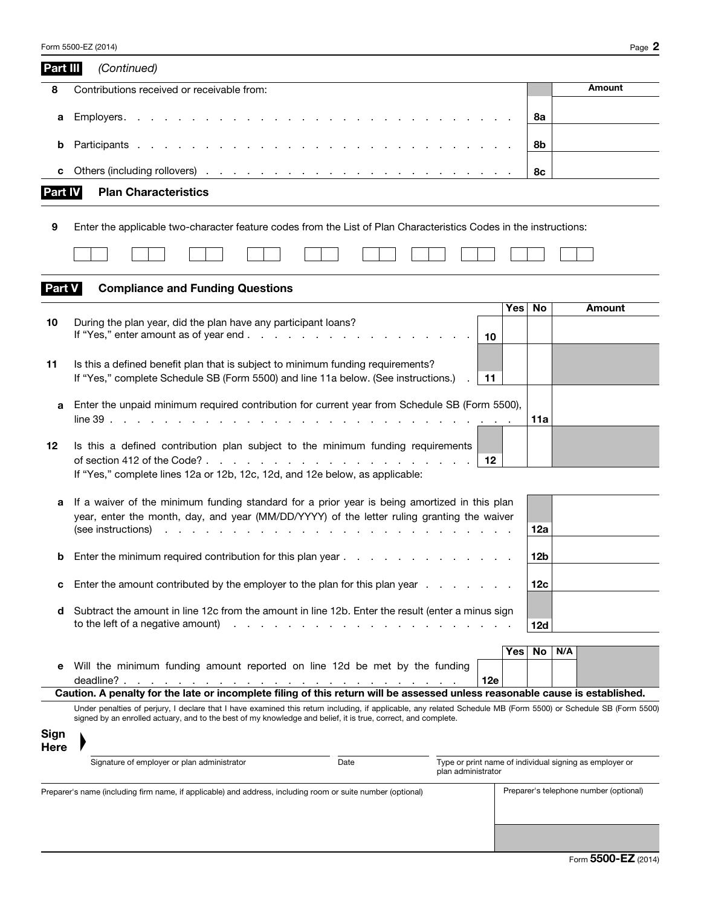## Part III *(Continued)*

| | | | Amount |
|---|---|---|---|
| **8** | Contributions received or receivable from: | | |
| **a** | Employers | **8a** | |
| **b** | Participants | **8b** | |
| **c** | Others (including rollovers) | **8c** | |

## Part IV Plan Characteristics

**9** Enter the applicable two-character feature codes from the List of Plan Characteristics Codes in the instructions:

| | | | | | | | | | |
|---|---|---|---|---|---|---|---|---|---|
| | | | | | | | | | |

## Part V Compliance and Funding Questions

| | | | Yes | No | Amount |
|---|---|---|---|---|---|
| **10** | During the plan year, did the plan have any participant loans? If "Yes," enter amount as of year end | **10** | | | |
| **11** | Is this a defined benefit plan that is subject to minimum funding requirements? If "Yes," complete Schedule SB (Form 5500) and line 11a below. (See instructions.) | **11** | | | |
| **a** | Enter the unpaid minimum required contribution for current year from Schedule SB (Form 5500), line 39 | | | **11a** | |
| **12** | Is this a defined contribution plan subject to the minimum funding requirements of section 412 of the Code? If "Yes," complete lines 12a or 12b, 12c, 12d, and 12e below, as applicable: | **12** | | | |
| **a** | If a waiver of the minimum funding standard for a prior year is being amortized in this plan year, enter the month, day, and year (MM/DD/YYYY) of the letter ruling granting the waiver (see instructions) | | | **12a** | |
| **b** | Enter the minimum required contribution for this plan year | | | **12b** | |
| **c** | Enter the amount contributed by the employer to the plan for this plan year | | | **12c** | |
| **d** | Subtract the amount in line 12c from the amount in line 12b. Enter the result (enter a minus sign to the left of a negative amount) | | | **12d** | |

| | | | Yes | No | N/A |
|---|---|---|---|---|---|
| **e** | Will the minimum funding amount reported on line 12d be met by the funding deadline? | **12e** | | | |

**Caution. A penalty for the late or incomplete filing of this return will be assessed unless reasonable cause is established.**

Under penalties of perjury, I declare that I have examined this return including, if applicable, any related Schedule MB (Form 5500) or Schedule SB (Form 5500) signed by an enrolled actuary, and to the best of my knowledge and belief, it is true, correct, and complete.

**Sign Here**

| Signature of employer or plan administrator | Date | Type or print name of individual signing as employer or plan administrator |
|---|---|---|
| | | |

| Preparer's name (including firm name, if applicable) and address, including room or suite number (optional) | Preparer's telephone number (optional) |
|---|---|
| | |

Form **5500-EZ** (2014)